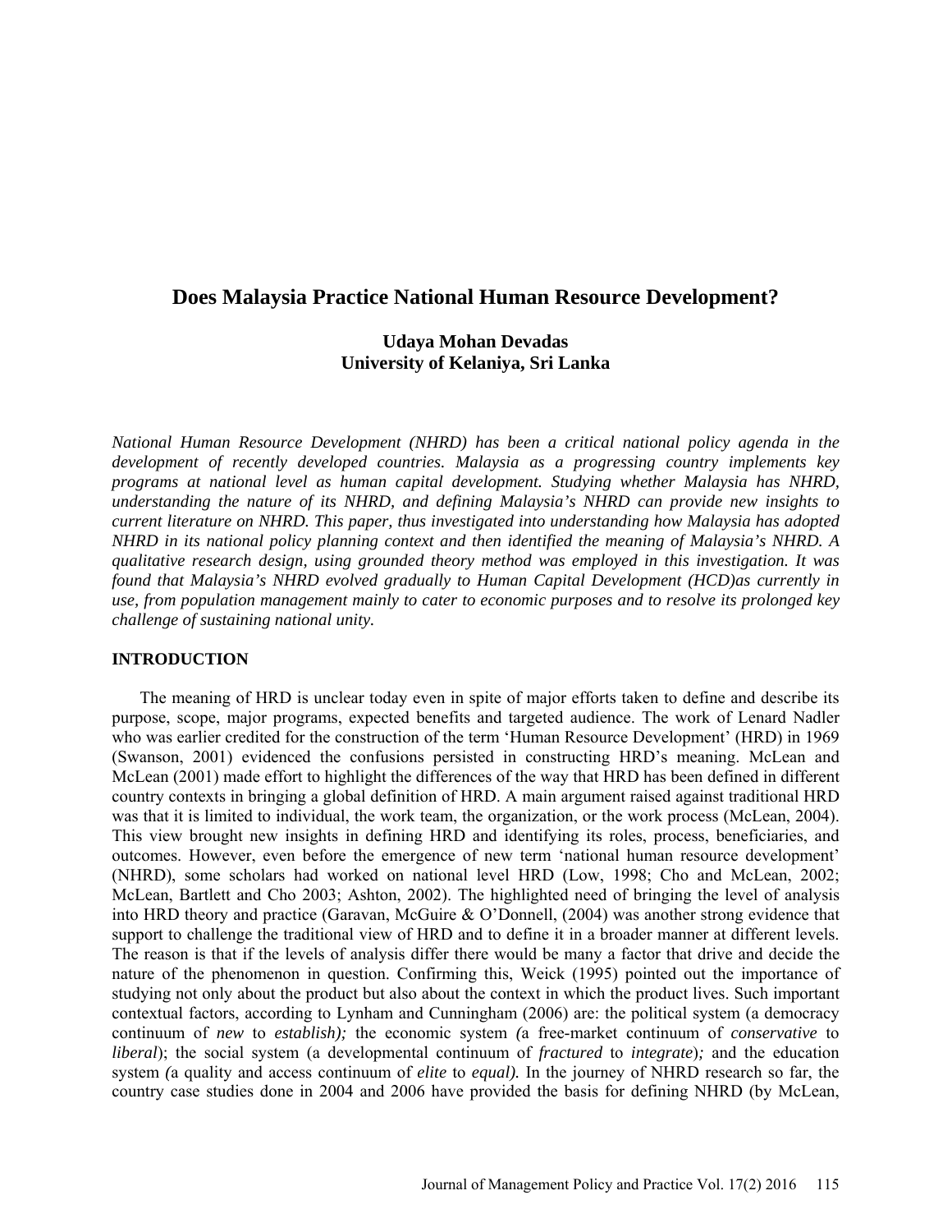# Does Malaysia Practice National Human Resource Development?

**Udaya Mohan Devadas**
**University of Kelaniya, Sri Lanka**

*National Human Resource Development (NHRD) has been a critical national policy agenda in the development of recently developed countries. Malaysia as a progressing country implements key programs at national level as human capital development. Studying whether Malaysia has NHRD, understanding the nature of its NHRD, and defining Malaysia's NHRD can provide new insights to current literature on NHRD. This paper, thus investigated into understanding how Malaysia has adopted NHRD in its national policy planning context and then identified the meaning of Malaysia's NHRD. A qualitative research design, using grounded theory method was employed in this investigation. It was found that Malaysia's NHRD evolved gradually to Human Capital Development (HCD)as currently in use, from population management mainly to cater to economic purposes and to resolve its prolonged key challenge of sustaining national unity.*

## INTRODUCTION

The meaning of HRD is unclear today even in spite of major efforts taken to define and describe its purpose, scope, major programs, expected benefits and targeted audience. The work of Lenard Nadler who was earlier credited for the construction of the term 'Human Resource Development' (HRD) in 1969 (Swanson, 2001) evidenced the confusions persisted in constructing HRD's meaning. McLean and McLean (2001) made effort to highlight the differences of the way that HRD has been defined in different country contexts in bringing a global definition of HRD. A main argument raised against traditional HRD was that it is limited to individual, the work team, the organization, or the work process (McLean, 2004). This view brought new insights in defining HRD and identifying its roles, process, beneficiaries, and outcomes. However, even before the emergence of new term 'national human resource development' (NHRD), some scholars had worked on national level HRD (Low, 1998; Cho and McLean, 2002; McLean, Bartlett and Cho 2003; Ashton, 2002). The highlighted need of bringing the level of analysis into HRD theory and practice (Garavan, McGuire & O'Donnell, (2004) was another strong evidence that support to challenge the traditional view of HRD and to define it in a broader manner at different levels. The reason is that if the levels of analysis differ there would be many a factor that drive and decide the nature of the phenomenon in question. Confirming this, Weick (1995) pointed out the importance of studying not only about the product but also about the context in which the product lives. Such important contextual factors, according to Lynham and Cunningham (2006) are: the political system (a democracy continuum of *new* to *establish);* the economic system *(*a free-market continuum of *conservative* to *liberal*); the social system (a developmental continuum of *fractured* to *integrate*)*;* and the education system *(*a quality and access continuum of *elite* to *equal).* In the journey of NHRD research so far, the country case studies done in 2004 and 2006 have provided the basis for defining NHRD (by McLean,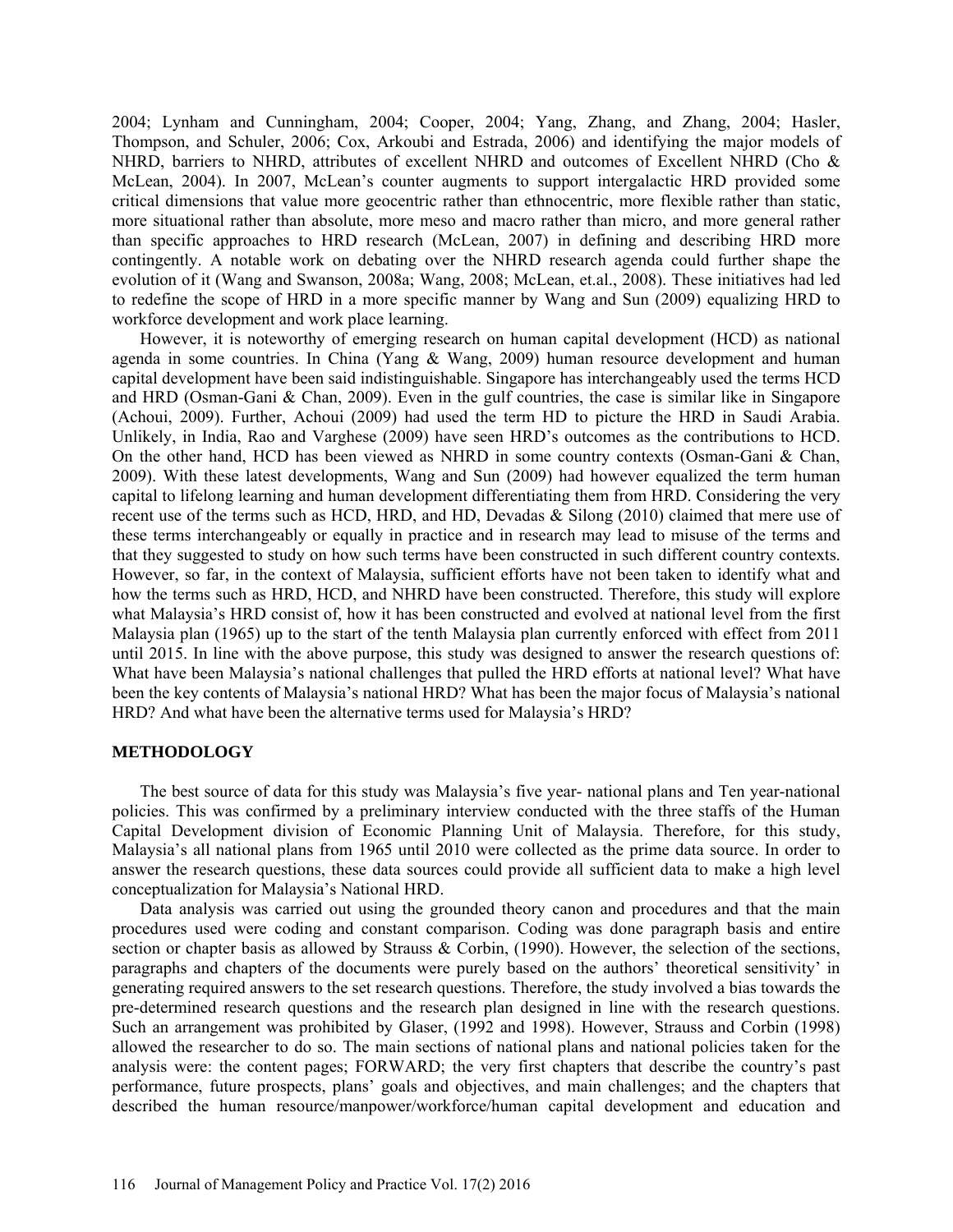2004; Lynham and Cunningham, 2004; Cooper, 2004; Yang, Zhang, and Zhang, 2004; Hasler, Thompson, and Schuler, 2006; Cox, Arkoubi and Estrada, 2006) and identifying the major models of NHRD, barriers to NHRD, attributes of excellent NHRD and outcomes of Excellent NHRD (Cho & McLean, 2004). In 2007, McLean's counter augments to support intergalactic HRD provided some critical dimensions that value more geocentric rather than ethnocentric, more flexible rather than static, more situational rather than absolute, more meso and macro rather than micro, and more general rather than specific approaches to HRD research (McLean, 2007) in defining and describing HRD more contingently. A notable work on debating over the NHRD research agenda could further shape the evolution of it (Wang and Swanson, 2008a; Wang, 2008; McLean, et.al., 2008). These initiatives had led to redefine the scope of HRD in a more specific manner by Wang and Sun (2009) equalizing HRD to workforce development and work place learning.

However, it is noteworthy of emerging research on human capital development (HCD) as national agenda in some countries. In China (Yang & Wang, 2009) human resource development and human capital development have been said indistinguishable. Singapore has interchangeably used the terms HCD and HRD (Osman-Gani & Chan, 2009). Even in the gulf countries, the case is similar like in Singapore (Achoui, 2009). Further, Achoui (2009) had used the term HD to picture the HRD in Saudi Arabia. Unlikely, in India, Rao and Varghese (2009) have seen HRD's outcomes as the contributions to HCD. On the other hand, HCD has been viewed as NHRD in some country contexts (Osman-Gani & Chan, 2009). With these latest developments, Wang and Sun (2009) had however equalized the term human capital to lifelong learning and human development differentiating them from HRD. Considering the very recent use of the terms such as HCD, HRD, and HD, Devadas & Silong (2010) claimed that mere use of these terms interchangeably or equally in practice and in research may lead to misuse of the terms and that they suggested to study on how such terms have been constructed in such different country contexts. However, so far, in the context of Malaysia, sufficient efforts have not been taken to identify what and how the terms such as HRD, HCD, and NHRD have been constructed. Therefore, this study will explore what Malaysia's HRD consist of, how it has been constructed and evolved at national level from the first Malaysia plan (1965) up to the start of the tenth Malaysia plan currently enforced with effect from 2011 until 2015. In line with the above purpose, this study was designed to answer the research questions of: What have been Malaysia's national challenges that pulled the HRD efforts at national level? What have been the key contents of Malaysia's national HRD? What has been the major focus of Malaysia's national HRD? And what have been the alternative terms used for Malaysia's HRD?

## METHODOLOGY

The best source of data for this study was Malaysia's five year- national plans and Ten year-national policies. This was confirmed by a preliminary interview conducted with the three staffs of the Human Capital Development division of Economic Planning Unit of Malaysia. Therefore, for this study, Malaysia's all national plans from 1965 until 2010 were collected as the prime data source. In order to answer the research questions, these data sources could provide all sufficient data to make a high level conceptualization for Malaysia's National HRD.

Data analysis was carried out using the grounded theory canon and procedures and that the main procedures used were coding and constant comparison. Coding was done paragraph basis and entire section or chapter basis as allowed by Strauss & Corbin, (1990). However, the selection of the sections, paragraphs and chapters of the documents were purely based on the authors' theoretical sensitivity' in generating required answers to the set research questions. Therefore, the study involved a bias towards the pre-determined research questions and the research plan designed in line with the research questions. Such an arrangement was prohibited by Glaser, (1992 and 1998). However, Strauss and Corbin (1998) allowed the researcher to do so. The main sections of national plans and national policies taken for the analysis were: the content pages; FORWARD; the very first chapters that describe the country's past performance, future prospects, plans' goals and objectives, and main challenges; and the chapters that described the human resource/manpower/workforce/human capital development and education and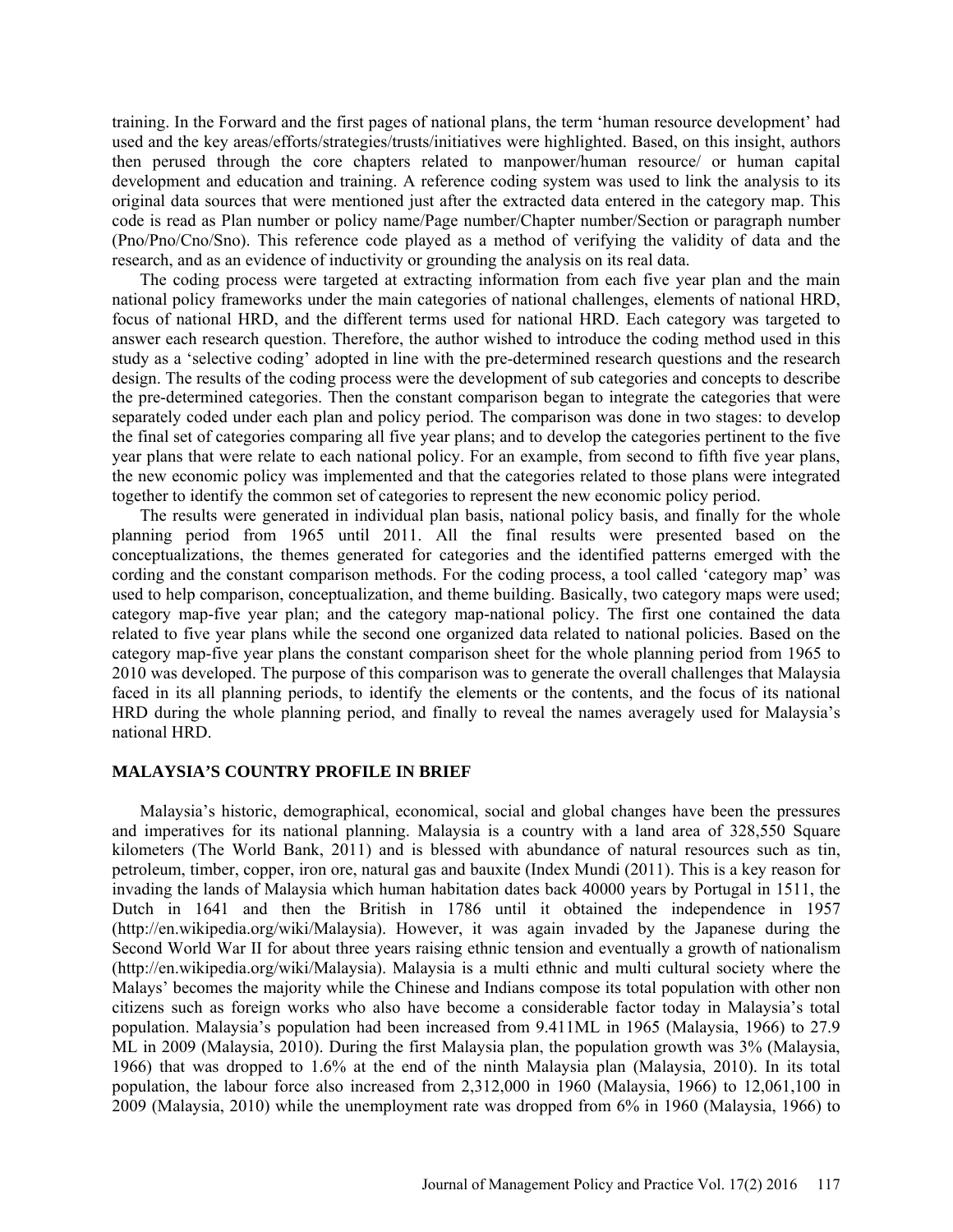training. In the Forward and the first pages of national plans, the term 'human resource development' had used and the key areas/efforts/strategies/trusts/initiatives were highlighted. Based, on this insight, authors then perused through the core chapters related to manpower/human resource/ or human capital development and education and training. A reference coding system was used to link the analysis to its original data sources that were mentioned just after the extracted data entered in the category map. This code is read as Plan number or policy name/Page number/Chapter number/Section or paragraph number (Pno/Pno/Cno/Sno). This reference code played as a method of verifying the validity of data and the research, and as an evidence of inductivity or grounding the analysis on its real data.

The coding process were targeted at extracting information from each five year plan and the main national policy frameworks under the main categories of national challenges, elements of national HRD, focus of national HRD, and the different terms used for national HRD. Each category was targeted to answer each research question. Therefore, the author wished to introduce the coding method used in this study as a 'selective coding' adopted in line with the pre-determined research questions and the research design. The results of the coding process were the development of sub categories and concepts to describe the pre-determined categories. Then the constant comparison began to integrate the categories that were separately coded under each plan and policy period. The comparison was done in two stages: to develop the final set of categories comparing all five year plans; and to develop the categories pertinent to the five year plans that were relate to each national policy. For an example, from second to fifth five year plans, the new economic policy was implemented and that the categories related to those plans were integrated together to identify the common set of categories to represent the new economic policy period.

The results were generated in individual plan basis, national policy basis, and finally for the whole planning period from 1965 until 2011. All the final results were presented based on the conceptualizations, the themes generated for categories and the identified patterns emerged with the cording and the constant comparison methods. For the coding process, a tool called 'category map' was used to help comparison, conceptualization, and theme building. Basically, two category maps were used; category map-five year plan; and the category map-national policy. The first one contained the data related to five year plans while the second one organized data related to national policies. Based on the category map-five year plans the constant comparison sheet for the whole planning period from 1965 to 2010 was developed. The purpose of this comparison was to generate the overall challenges that Malaysia faced in its all planning periods, to identify the elements or the contents, and the focus of its national HRD during the whole planning period, and finally to reveal the names averagely used for Malaysia's national HRD.

## MALAYSIA'S COUNTRY PROFILE IN BRIEF

Malaysia's historic, demographical, economical, social and global changes have been the pressures and imperatives for its national planning. Malaysia is a country with a land area of 328,550 Square kilometers (The World Bank, 2011) and is blessed with abundance of natural resources such as tin, petroleum, timber, copper, iron ore, natural gas and bauxite (Index Mundi (2011). This is a key reason for invading the lands of Malaysia which human habitation dates back 40000 years by Portugal in 1511, the Dutch in 1641 and then the British in 1786 until it obtained the independence in 1957 (http://en.wikipedia.org/wiki/Malaysia). However, it was again invaded by the Japanese during the Second World War II for about three years raising ethnic tension and eventually a growth of nationalism (http://en.wikipedia.org/wiki/Malaysia). Malaysia is a multi ethnic and multi cultural society where the Malays' becomes the majority while the Chinese and Indians compose its total population with other non citizens such as foreign works who also have become a considerable factor today in Malaysia's total population. Malaysia's population had been increased from 9.411ML in 1965 (Malaysia, 1966) to 27.9 ML in 2009 (Malaysia, 2010). During the first Malaysia plan, the population growth was 3% (Malaysia, 1966) that was dropped to 1.6% at the end of the ninth Malaysia plan (Malaysia, 2010). In its total population, the labour force also increased from 2,312,000 in 1960 (Malaysia, 1966) to 12,061,100 in 2009 (Malaysia, 2010) while the unemployment rate was dropped from 6% in 1960 (Malaysia, 1966) to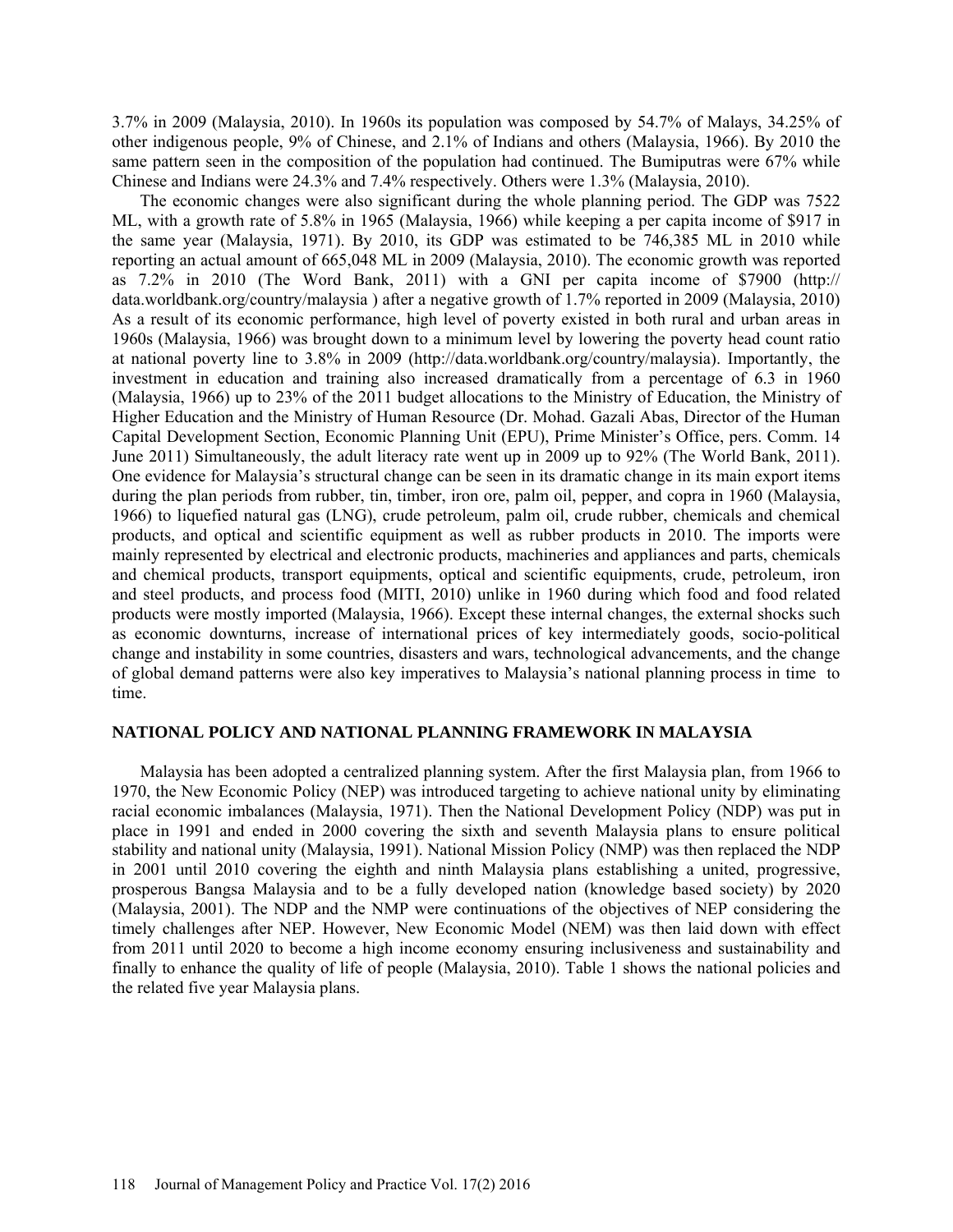3.7% in 2009 (Malaysia, 2010). In 1960s its population was composed by 54.7% of Malays, 34.25% of other indigenous people, 9% of Chinese, and 2.1% of Indians and others (Malaysia, 1966). By 2010 the same pattern seen in the composition of the population had continued. The Bumiputras were 67% while Chinese and Indians were 24.3% and 7.4% respectively. Others were 1.3% (Malaysia, 2010).

The economic changes were also significant during the whole planning period. The GDP was 7522 ML, with a growth rate of 5.8% in 1965 (Malaysia, 1966) while keeping a per capita income of $917 in the same year (Malaysia, 1971). By 2010, its GDP was estimated to be 746,385 ML in 2010 while reporting an actual amount of 665,048 ML in 2009 (Malaysia, 2010). The economic growth was reported as 7.2% in 2010 (The Word Bank, 2011) with a GNI per capita income of $7900 (http:// data.worldbank.org/country/malaysia ) after a negative growth of 1.7% reported in 2009 (Malaysia, 2010) As a result of its economic performance, high level of poverty existed in both rural and urban areas in 1960s (Malaysia, 1966) was brought down to a minimum level by lowering the poverty head count ratio at national poverty line to 3.8% in 2009 (http://data.worldbank.org/country/malaysia). Importantly, the investment in education and training also increased dramatically from a percentage of 6.3 in 1960 (Malaysia, 1966) up to 23% of the 2011 budget allocations to the Ministry of Education, the Ministry of Higher Education and the Ministry of Human Resource (Dr. Mohad. Gazali Abas, Director of the Human Capital Development Section, Economic Planning Unit (EPU), Prime Minister's Office, pers. Comm. 14 June 2011) Simultaneously, the adult literacy rate went up in 2009 up to 92% (The World Bank, 2011). One evidence for Malaysia's structural change can be seen in its dramatic change in its main export items during the plan periods from rubber, tin, timber, iron ore, palm oil, pepper, and copra in 1960 (Malaysia, 1966) to liquefied natural gas (LNG), crude petroleum, palm oil, crude rubber, chemicals and chemical products, and optical and scientific equipment as well as rubber products in 2010. The imports were mainly represented by electrical and electronic products, machineries and appliances and parts, chemicals and chemical products, transport equipments, optical and scientific equipments, crude, petroleum, iron and steel products, and process food (MITI, 2010) unlike in 1960 during which food and food related products were mostly imported (Malaysia, 1966). Except these internal changes, the external shocks such as economic downturns, increase of international prices of key intermediately goods, socio-political change and instability in some countries, disasters and wars, technological advancements, and the change of global demand patterns were also key imperatives to Malaysia's national planning process in time to time.

## NATIONAL POLICY AND NATIONAL PLANNING FRAMEWORK IN MALAYSIA

Malaysia has been adopted a centralized planning system. After the first Malaysia plan, from 1966 to 1970, the New Economic Policy (NEP) was introduced targeting to achieve national unity by eliminating racial economic imbalances (Malaysia, 1971). Then the National Development Policy (NDP) was put in place in 1991 and ended in 2000 covering the sixth and seventh Malaysia plans to ensure political stability and national unity (Malaysia, 1991). National Mission Policy (NMP) was then replaced the NDP in 2001 until 2010 covering the eighth and ninth Malaysia plans establishing a united, progressive, prosperous Bangsa Malaysia and to be a fully developed nation (knowledge based society) by 2020 (Malaysia, 2001). The NDP and the NMP were continuations of the objectives of NEP considering the timely challenges after NEP. However, New Economic Model (NEM) was then laid down with effect from 2011 until 2020 to become a high income economy ensuring inclusiveness and sustainability and finally to enhance the quality of life of people (Malaysia, 2010). Table 1 shows the national policies and the related five year Malaysia plans.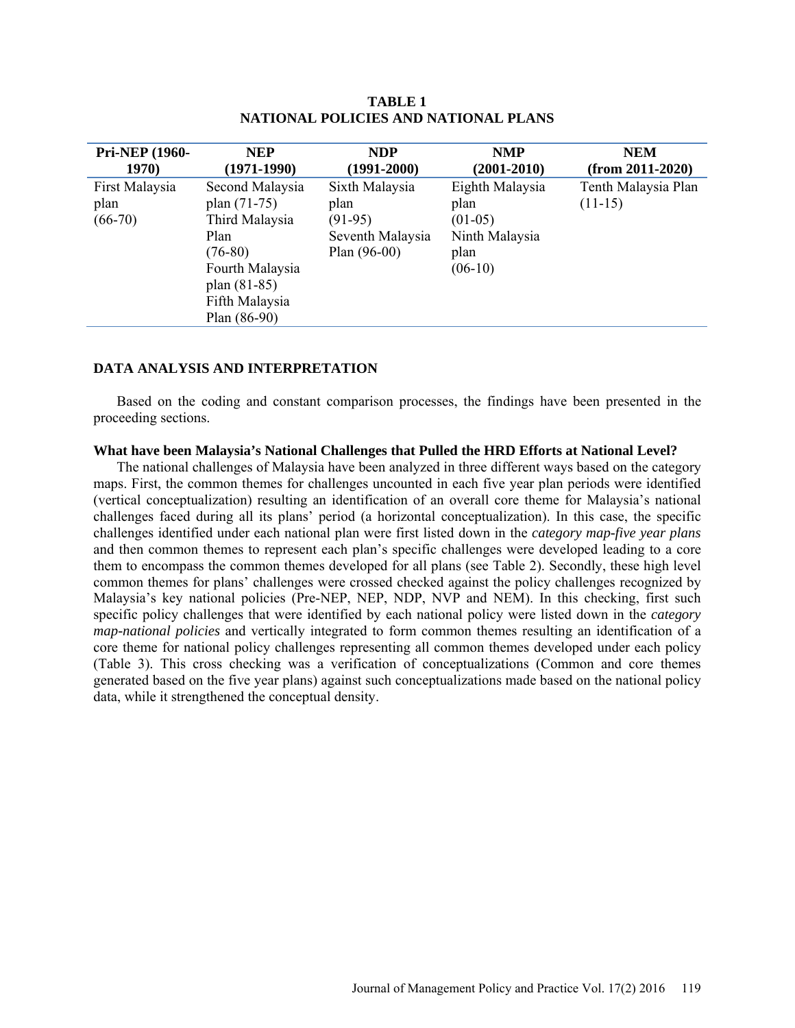**TABLE 1**
**NATIONAL POLICIES AND NATIONAL PLANS**

| Pri-NEP (1960-1970) | NEP (1971-1990) | NDP (1991-2000) | NMP (2001-2010) | NEM (from 2011-2020) |
|---|---|---|---|---|
| First Malaysia plan (66-70) | Second Malaysia plan (71-75) Third Malaysia Plan (76-80) Fourth Malaysia plan (81-85) Fifth Malaysia Plan (86-90) | Sixth Malaysia plan (91-95) Seventh Malaysia Plan (96-00) | Eighth Malaysia plan (01-05) Ninth Malaysia plan (06-10) | Tenth Malaysia Plan (11-15) |

## DATA ANALYSIS AND INTERPRETATION

Based on the coding and constant comparison processes, the findings have been presented in the proceeding sections.

### What have been Malaysia's National Challenges that Pulled the HRD Efforts at National Level?

The national challenges of Malaysia have been analyzed in three different ways based on the category maps. First, the common themes for challenges uncounted in each five year plan periods were identified (vertical conceptualization) resulting an identification of an overall core theme for Malaysia's national challenges faced during all its plans' period (a horizontal conceptualization). In this case, the specific challenges identified under each national plan were first listed down in the *category map-five year plans* and then common themes to represent each plan's specific challenges were developed leading to a core them to encompass the common themes developed for all plans (see Table 2). Secondly, these high level common themes for plans' challenges were crossed checked against the policy challenges recognized by Malaysia's key national policies (Pre-NEP, NEP, NDP, NVP and NEM). In this checking, first such specific policy challenges that were identified by each national policy were listed down in the *category map-national policies* and vertically integrated to form common themes resulting an identification of a core theme for national policy challenges representing all common themes developed under each policy (Table 3). This cross checking was a verification of conceptualizations (Common and core themes generated based on the five year plans) against such conceptualizations made based on the national policy data, while it strengthened the conceptual density.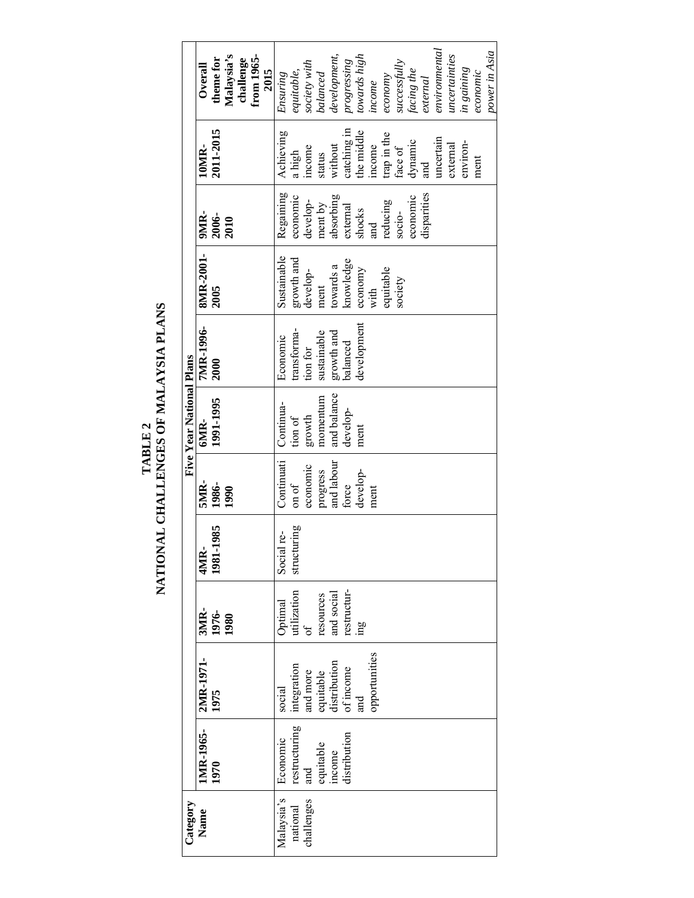**TABLE 2**
**NATIONAL CHALLENGES OF MALAYSIA PLANS**

| Category Name | Five Year National Plans | | | | | | | | | | Overall theme for Malaysia's challenge from 1965-2015 |
|---|---|---|---|---|---|---|---|---|---|---|---|
| | 1MR-1965-1970 | 2MR-1971-1975 | 3MR-1976-1980 | 4MR-1981-1985 | 5MR-1986-1990 | 6MR-1991-1995 | 7MR-1996-2000 | 8MR-2001-2005 | 9MR-2006-2010 | 10MR-2011-2015 | |
| Malaysia's national challenges | Economic restructuring and equitable income distribution | social integration and more equitable distribution of income and opportunities | Optimal utilization of resources and social restructuring | Social re-structuring | Continuation of economic progress and labour force development | Continuation of growth momentum and balance development | Economic transformation for sustainable growth and balanced development | Sustainable growth and development towards a knowledge economy with equitable society | Regaining economic development by absorbing external shocks and reducing socio-economic disparities | Achieving a high income status without catching in the middle income trap in the face of dynamic and uncertain external environment | *Ensuring equitable, society with balanced development, progressing towards high income economy successfully facing the external environmental uncertainties in gaining economic power in Asia* |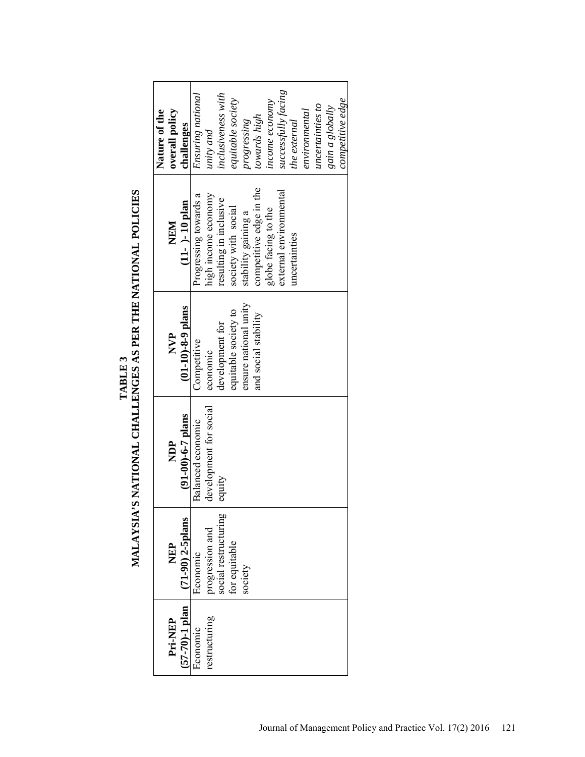**TABLE 3**
**MALAYSIA'S NATIONAL CHALLENGES AS PER THE NATIONAL POLICIES**

| **Pri-NEP (57-70)-1 plan** | **NEP (71-90) 2-5plans** | **NDP (91-00)-6-7 plans** | **NVP (01-10)-8-9 plans** | **NEM (11- )- 10 plan** | **Nature of the overall policy challenges** |
|---|---|---|---|---|---|
| Economic restructuring | Economic progression and social restructuring for equitable society | Balanced economic development for social equity | Competitive economic development for equitable society to ensure national unity and social stability | Progressing towards a high income economy resulting in inclusive society with social stability gaining a competitive edge in the globe facing to the external environmental uncertainties | *Ensuring national unity and inclusiveness with equitable society progressing towards high income economy successfully facing the external environmental uncertainties to gain a globally competitive edge* |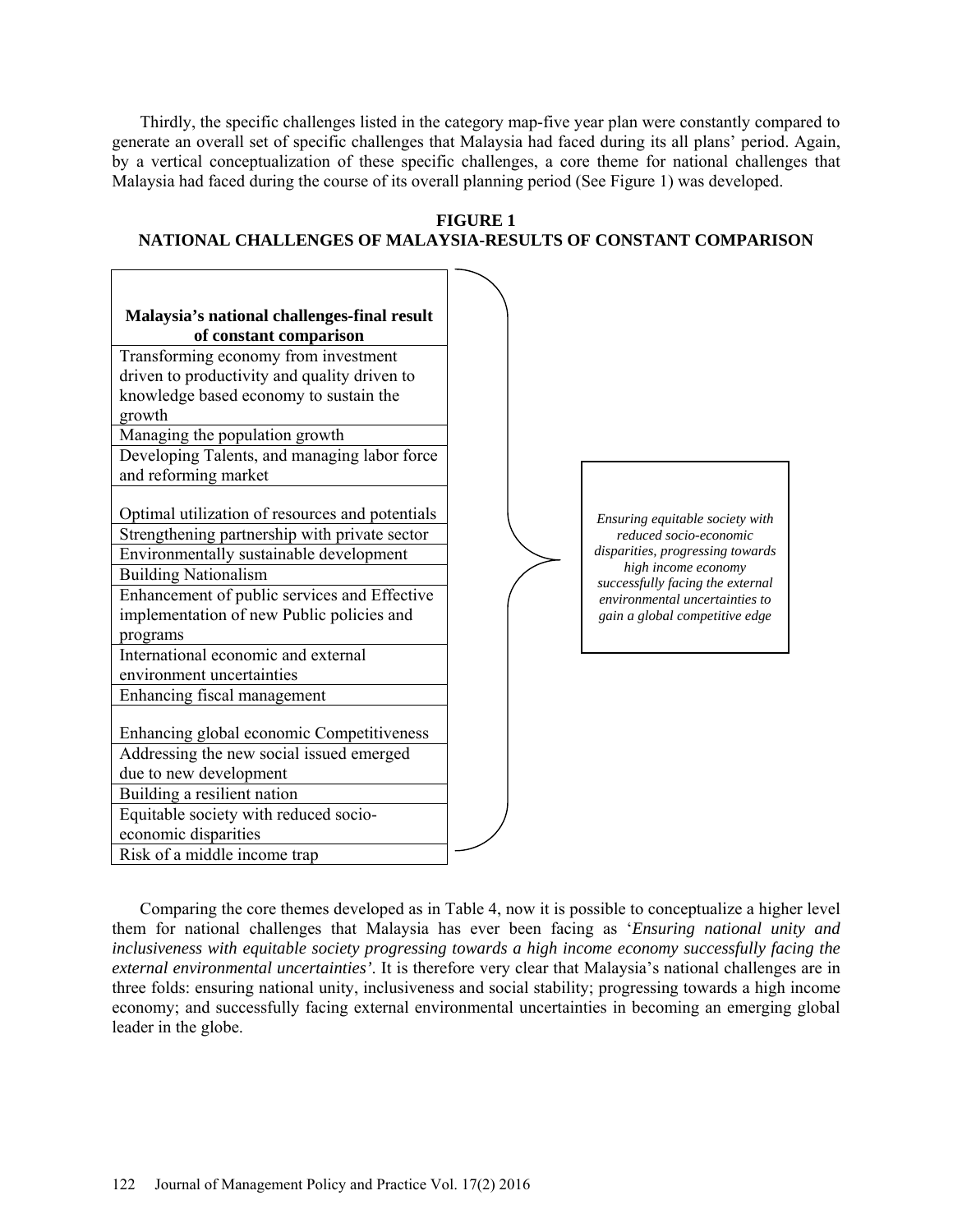Thirdly, the specific challenges listed in the category map-five year plan were constantly compared to generate an overall set of specific challenges that Malaysia had faced during its all plans' period. Again, by a vertical conceptualization of these specific challenges, a core theme for national challenges that Malaysia had faced during the course of its overall planning period (See Figure 1) was developed.

**FIGURE 1**
**NATIONAL CHALLENGES OF MALAYSIA-RESULTS OF CONSTANT COMPARISON**

| Malaysia's national challenges-final result of constant comparison |
| --- |
| Transforming economy from investment driven to productivity and quality driven to knowledge based economy to sustain the growth |
| Managing the population growth |
| Developing Talents, and managing labor force and reforming market |
| Optimal utilization of resources and potentials |
| Strengthening partnership with private sector |
| Environmentally sustainable development |
| Building Nationalism |
| Enhancement of public services and Effective implementation of new Public policies and programs |
| International economic and external environment uncertainties |
| Enhancing fiscal management |
| Enhancing global economic Competitiveness |
| Addressing the new social issued emerged due to new development |
| Building a resilient nation |
| Equitable society with reduced socio-economic disparities |
| Risk of a middle income trap |

*Ensuring equitable society with reduced socio-economic disparities, progressing towards high income economy successfully facing the external environmental uncertainties to gain a global competitive edge*

Comparing the core themes developed as in Table 4, now it is possible to conceptualize a higher level them for national challenges that Malaysia has ever been facing as '*Ensuring national unity and inclusiveness with equitable society progressing towards a high income economy successfully facing the external environmental uncertainties'*. It is therefore very clear that Malaysia's national challenges are in three folds: ensuring national unity, inclusiveness and social stability; progressing towards a high income economy; and successfully facing external environmental uncertainties in becoming an emerging global leader in the globe.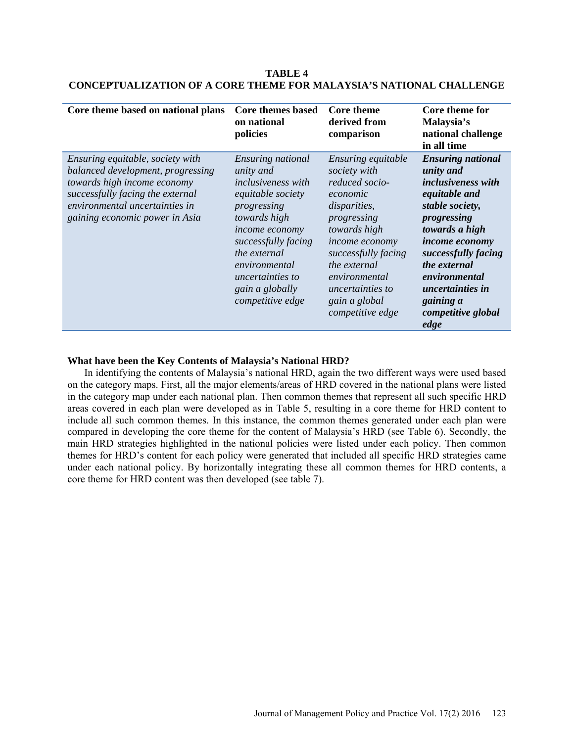**TABLE 4**
**CONCEPTUALIZATION OF A CORE THEME FOR MALAYSIA'S NATIONAL CHALLENGE**

| Core theme based on national plans | Core themes based on national policies | Core theme derived from comparison | Core theme for Malaysia's national challenge in all time |
|---|---|---|---|
| *Ensuring equitable, society with balanced development, progressing towards high income economy successfully facing the external environmental uncertainties in gaining economic power in Asia* | *Ensuring national unity and inclusiveness with equitable society progressing towards high income economy successfully facing the external environmental uncertainties to gain a globally competitive edge* | *Ensuring equitable society with reduced socio-economic disparities, progressing towards high income economy successfully facing the external environmental uncertainties to gain a global competitive edge* | ***Ensuring national unity and inclusiveness with equitable and stable society, progressing towards a high income economy successfully facing the external environmental uncertainties in gaining a competitive global edge*** |

### What have been the Key Contents of Malaysia's National HRD?

In identifying the contents of Malaysia's national HRD, again the two different ways were used based on the category maps. First, all the major elements/areas of HRD covered in the national plans were listed in the category map under each national plan. Then common themes that represent all such specific HRD areas covered in each plan were developed as in Table 5, resulting in a core theme for HRD content to include all such common themes. In this instance, the common themes generated under each plan were compared in developing the core theme for the content of Malaysia's HRD (see Table 6). Secondly, the main HRD strategies highlighted in the national policies were listed under each policy. Then common themes for HRD's content for each policy were generated that included all specific HRD strategies came under each national policy. By horizontally integrating these all common themes for HRD contents, a core theme for HRD content was then developed (see table 7).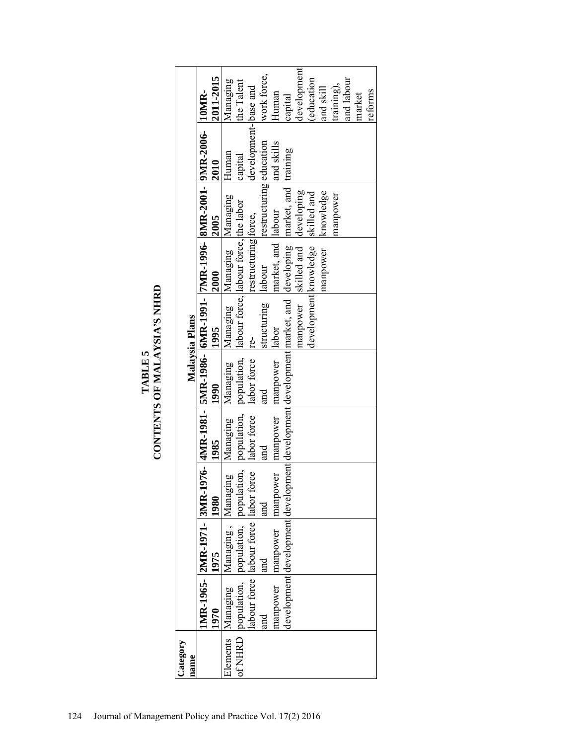**TABLE 5**
**CONTENTS OF MALAYSIA'S NHRD**

| Category name | Malaysia Plans | | | | | | | | | |
|---|---|---|---|---|---|---|---|---|---|---|
| | **1MR-1965-1970** | **2MR-1971-1975** | **3MR-1976-1980** | **4MR-1981-1985** | **5MR-1986-1990** | **6MR-1991-1995** | **7MR-1996-2000** | **8MR-2001-2005** | **9MR-2006-2010** | **10MR-2011-2015** |
| Elements of NHRD | Managing population, labour force and manpower development | Managing , population, labour force and manpower development | Managing population, labor force and manpower development | Managing population, labor force and manpower development | Managing population, labor force and manpower development | Managing labour force, re-structuring labor market, and manpower development | Managing labour force, restructuring labour market, and developing skilled and knowledge manpower | Managing the labor force, restructuring labour market, and developing skilled and knowledge manpower | Human capital development-education and skills training | Managing the Talent base and work force, Human capital development (education and skill training), and labour market reforms |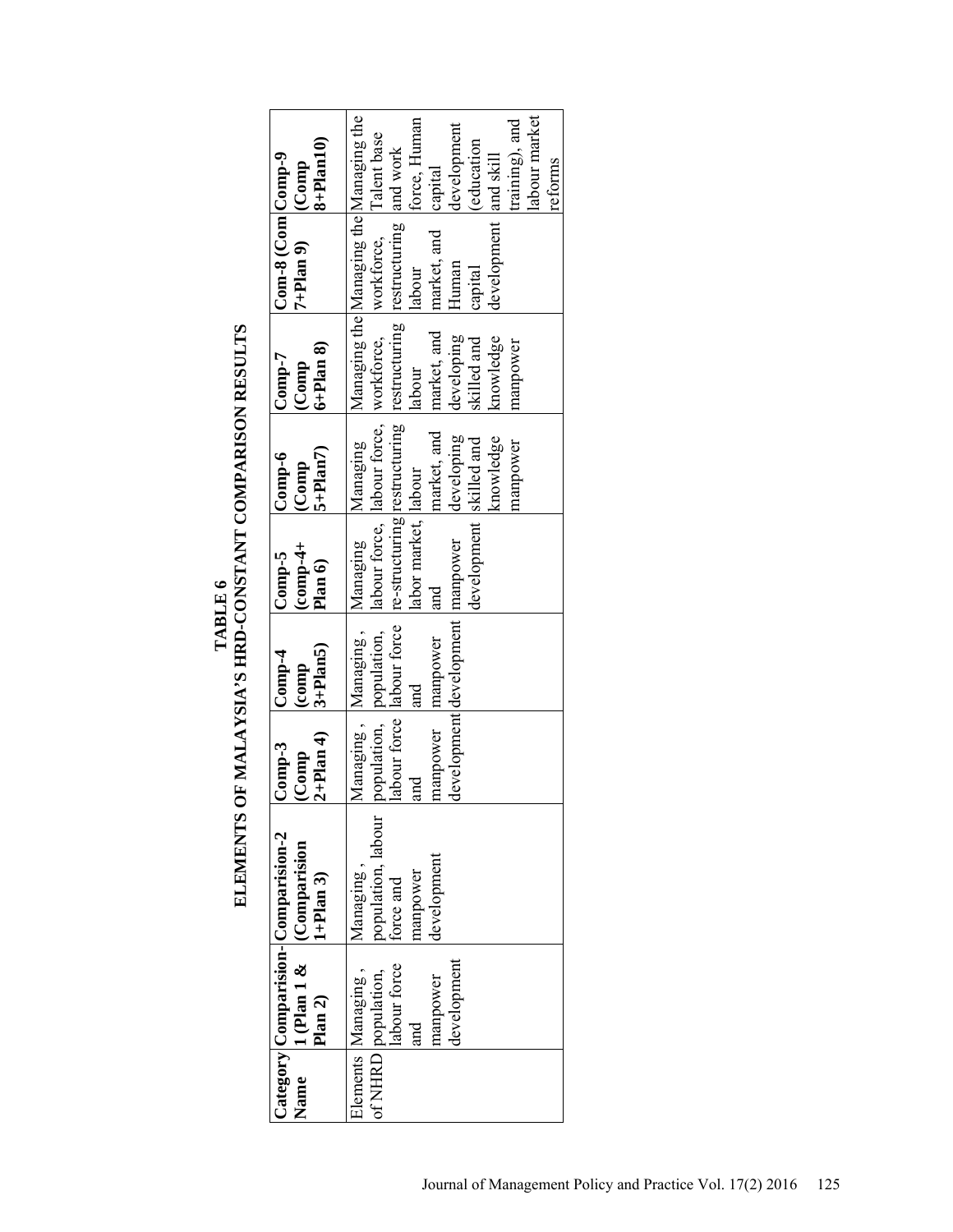**TABLE 6**
**ELEMENTS OF MALAYSIA'S HRD-CONSTANT COMPARISON RESULTS**

| Category Name | Comparision-1 (Plan 1 & Plan 2) | Comparision-2 (Comparision 1+Plan 3) | Comp-3 (Comp 2+Plan 4) | Comp-4 (comp 3+Plan5) | Comp-5 (comp-4+ Plan 6) | Comp-6 (Comp 5+Plan7) | Comp-7 (Comp 6+Plan 8) | Com-8 (Com 7+Plan 9) | Comp-9 (Comp 8+Plan10) |
|---|---|---|---|---|---|---|---|---|---|
| Elements of NHRD | Managing , population, labour force and manpower development | Managing , population, labour force and manpower development | Managing , population, labour force and manpower development | Managing , population, labour force and manpower development | Managing labour force, re-structuring labor market, and manpower development | Managing labour force, restructuring labour market, and developing skilled and knowledge manpower | Managing the workforce, restructuring labour market, and developing skilled and knowledge manpower | Managing the workforce, restructuring labour market, and Human capital development | Managing the Talent base and work force, Human capital development (education and skill training), and labour market reforms |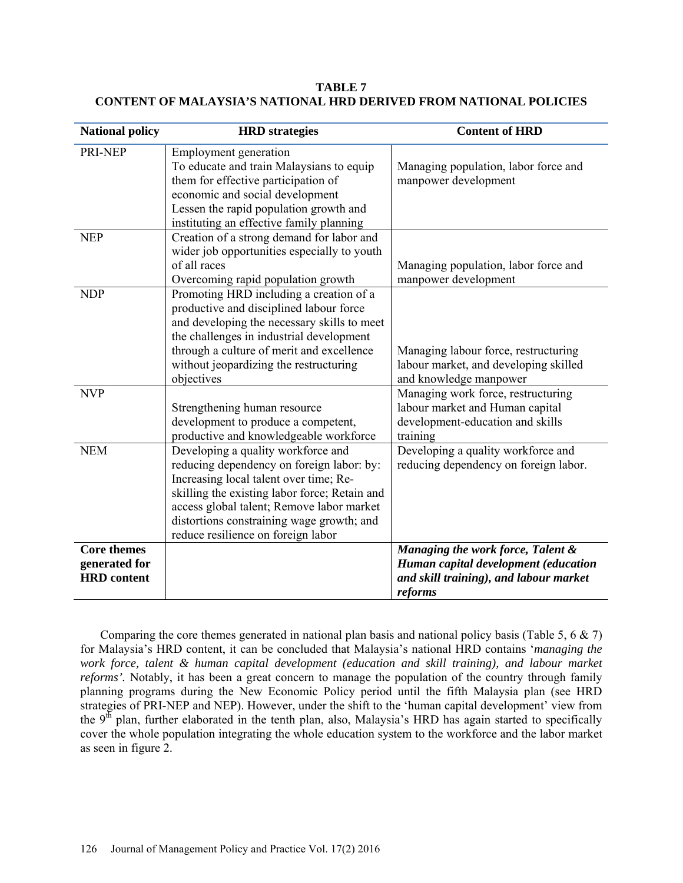**TABLE 7**
**CONTENT OF MALAYSIA'S NATIONAL HRD DERIVED FROM NATIONAL POLICIES**

| National policy | HRD strategies | Content of HRD |
|---|---|---|
| PRI-NEP | Employment generation<br>To educate and train Malaysians to equip them for effective participation of economic and social development<br>Lessen the rapid population growth and instituting an effective family planning | Managing population, labor force and manpower development |
| NEP | Creation of a strong demand for labor and wider job opportunities especially to youth of all races<br>Overcoming rapid population growth | Managing population, labor force and manpower development |
| NDP | Promoting HRD including a creation of a productive and disciplined labour force and developing the necessary skills to meet the challenges in industrial development through a culture of merit and excellence without jeopardizing the restructuring objectives | Managing labour force, restructuring labour market, and developing skilled and knowledge manpower |
| NVP | Strengthening human resource development to produce a competent, productive and knowledgeable workforce | Managing work force, restructuring labour market and Human capital development-education and skills training |
| NEM | Developing a quality workforce and reducing dependency on foreign labor: by: Increasing local talent over time; Re-skilling the existing labor force; Retain and access global talent; Remove labor market distortions constraining wage growth; and reduce resilience on foreign labor | Developing a quality workforce and reducing dependency on foreign labor. |
| **Core themes generated for HRD content** | | ***Managing the work force, Talent & Human capital development (education and skill training), and labour market reforms*** |

Comparing the core themes generated in national plan basis and national policy basis (Table 5, 6 & 7) for Malaysia's HRD content, it can be concluded that Malaysia's national HRD contains '*managing the work force, talent & human capital development (education and skill training), and labour market reforms'*. Notably, it has been a great concern to manage the population of the country through family planning programs during the New Economic Policy period until the fifth Malaysia plan (see HRD strategies of PRI-NEP and NEP). However, under the shift to the 'human capital development' view from the 9th plan, further elaborated in the tenth plan, also, Malaysia's HRD has again started to specifically cover the whole population integrating the whole education system to the workforce and the labor market as seen in figure 2.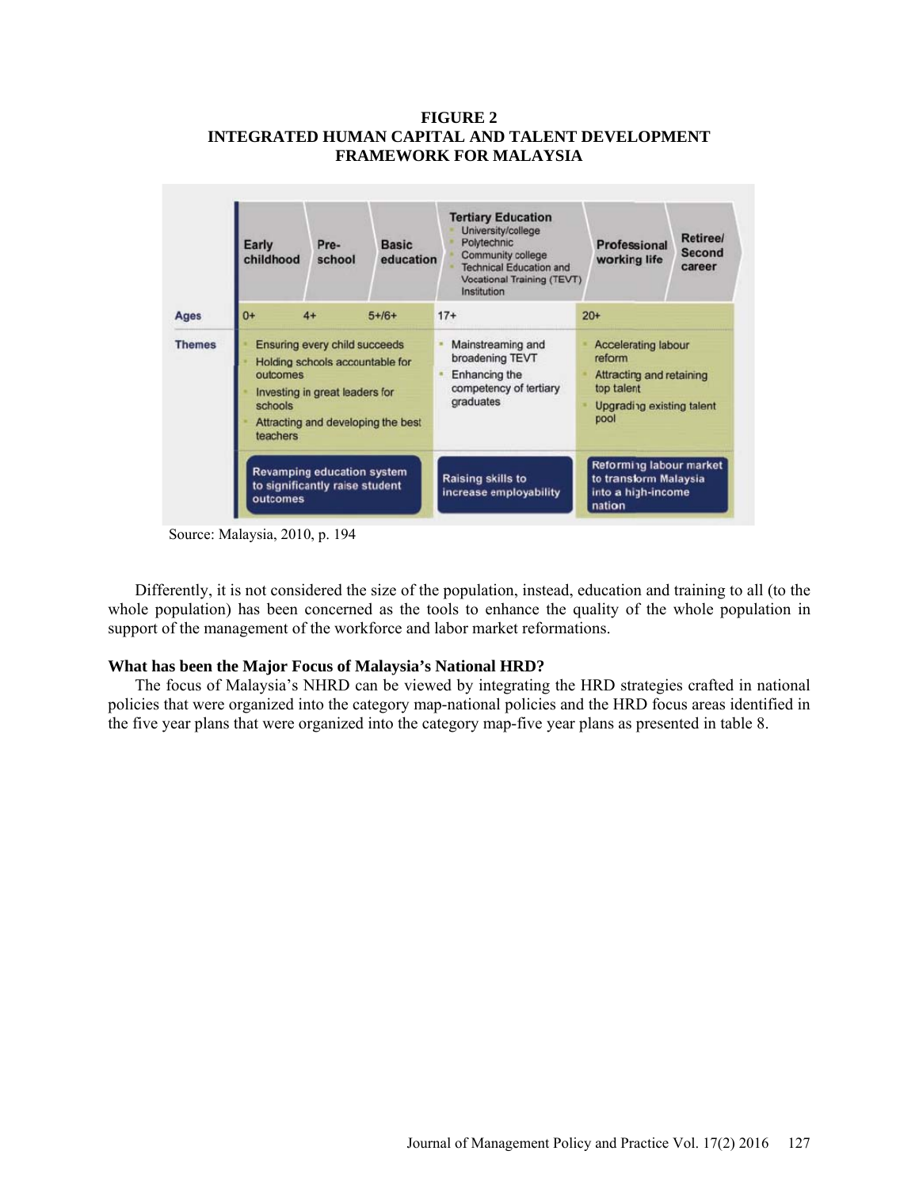**FIGURE 2**
**INTEGRATED HUMAN CAPITAL AND TALENT DEVELOPMENT FRAMEWORK FOR MALAYSIA**

| | Early childhood | Pre-school | Basic education | Tertiary Education<br>• University/college<br>• Polytechnic<br>• Community college<br>• Technical Education and Vocational Training (TEVT) Institution | Professional working life | Retiree/ Second career |
|---|---|---|---|---|---|---|
| **Ages** | 0+ | 4+ | 5+/6+ | 17+ | 20+ | |
| **Themes** | • Ensuring every child succeeds<br>• Holding schools accountable for outcomes<br>• Investing in great leaders for schools<br>• Attracting and developing the best teachers | | | • Mainstreaming and broadening TEVT<br>• Enhancing the competency of tertiary graduates | • Accelerating labour reform<br>• Attracting and retaining top talent<br>• Upgrading existing talent pool | |
| | Revamping education system to significantly raise student outcomes | | | Raising skills to increase employability | Reforming labour market to transform Malaysia into a high-income nation | |

Source: Malaysia, 2010, p. 194

Differently, it is not considered the size of the population, instead, education and training to all (to the whole population) has been concerned as the tools to enhance the quality of the whole population in support of the management of the workforce and labor market reformations.

**What has been the Major Focus of Malaysia's National HRD?**

The focus of Malaysia's NHRD can be viewed by integrating the HRD strategies crafted in national policies that were organized into the category map-national policies and the HRD focus areas identified in the five year plans that were organized into the category map-five year plans as presented in table 8.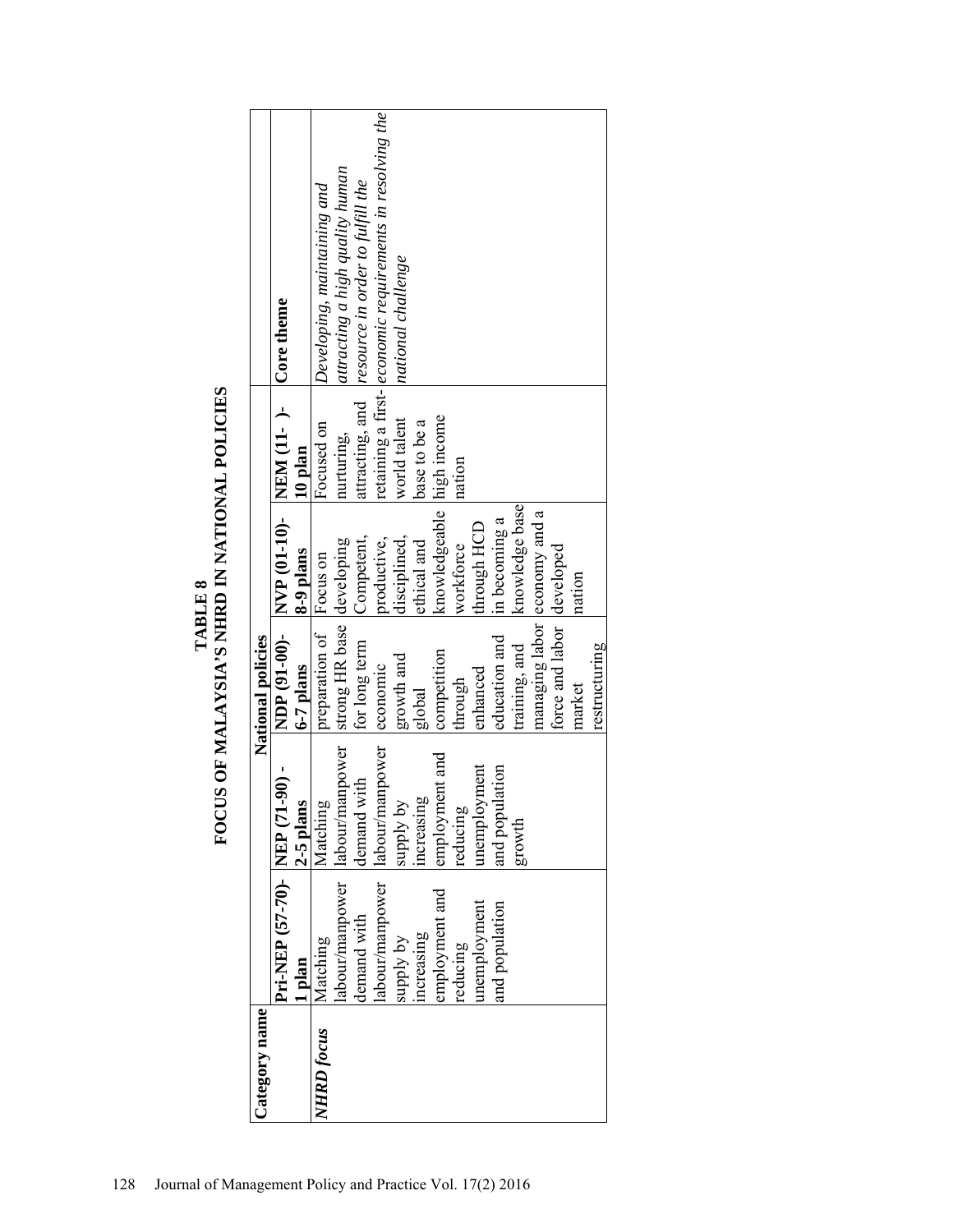**TABLE 8**
**FOCUS OF MALAYSIA'S NHRD IN NATIONAL POLICIES**

| Category name | National policies | | | | | |
|---|---|---|---|---|---|---|
| | **Pri-NEP (57-70)- 1 plan** | **NEP (71-90) - 2-5 plans** | **NDP (91-00)- 6-7 plans** | **NVP (01-10)- 8-9 plans** | **NEM (11- )- 10 plan** | **Core theme** |
| *NHRD focus* | Matching labour/manpower demand with labour/manpower supply by increasing employment and reducing unemployment and population | Matching labour/manpower demand with labour/manpower supply by increasing employment and reducing unemployment and population growth | preparation of strong HR base for long term economic growth and global competition through enhanced education and training, and managing labor force and labor market restructuring | Focus on developing Competent, productive, disciplined, ethical and knowledgeable workforce through HCD in becoming a knowledge base economy and a developed nation | Focused on nurturing, attracting, and retaining a first-world talent base to be a high income nation | *Developing, maintaining and attracting a high quality human resource in order to fulfill the economic requirements in resolving the national challenge* |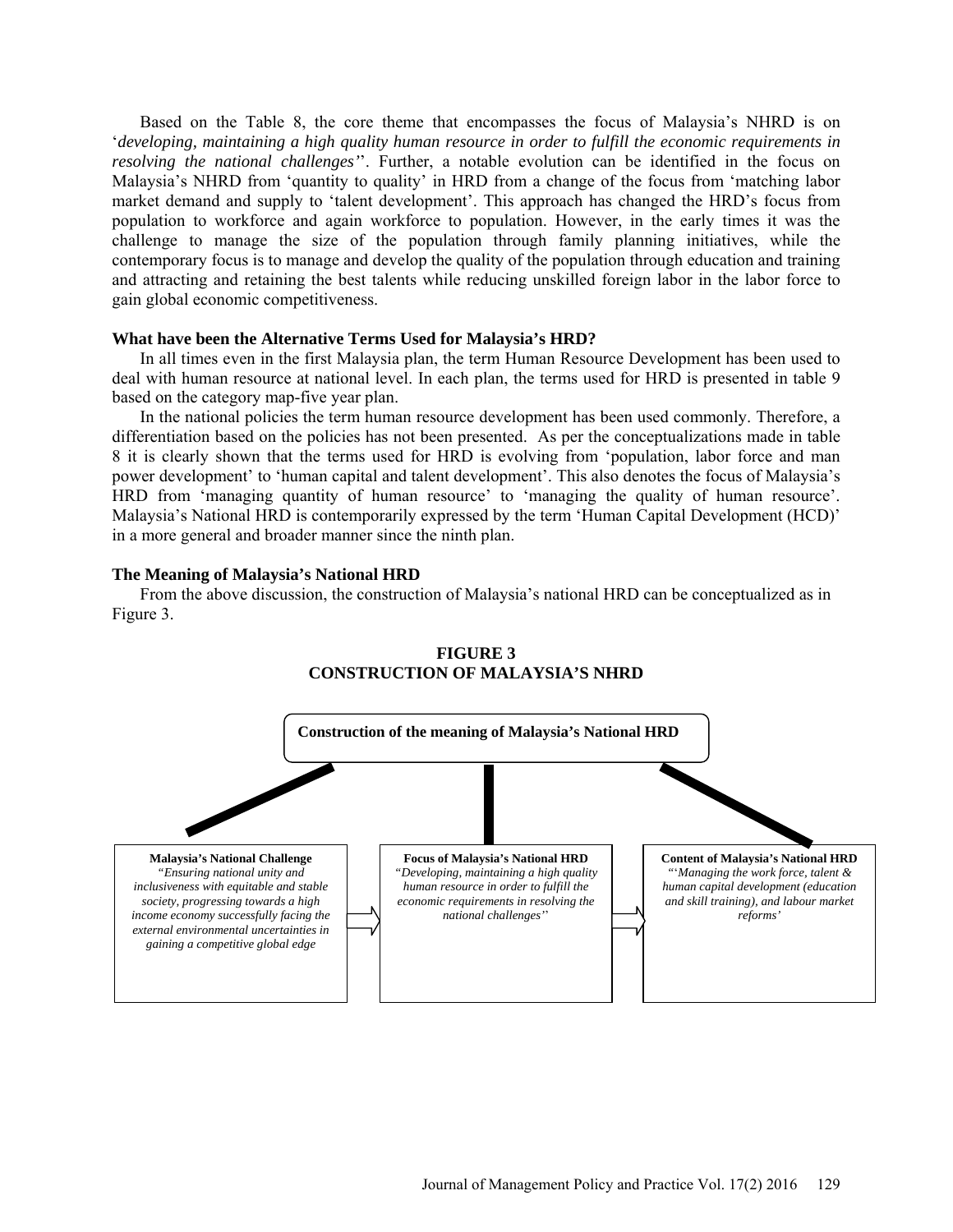Based on the Table 8, the core theme that encompasses the focus of Malaysia's NHRD is on '*developing, maintaining a high quality human resource in order to fulfill the economic requirements in resolving the national challenges*''. Further, a notable evolution can be identified in the focus on Malaysia's NHRD from 'quantity to quality' in HRD from a change of the focus from 'matching labor market demand and supply to 'talent development'. This approach has changed the HRD's focus from population to workforce and again workforce to population. However, in the early times it was the challenge to manage the size of the population through family planning initiatives, while the contemporary focus is to manage and develop the quality of the population through education and training and attracting and retaining the best talents while reducing unskilled foreign labor in the labor force to gain global economic competitiveness.

### What have been the Alternative Terms Used for Malaysia's HRD?

In all times even in the first Malaysia plan, the term Human Resource Development has been used to deal with human resource at national level. In each plan, the terms used for HRD is presented in table 9 based on the category map-five year plan.

In the national policies the term human resource development has been used commonly. Therefore, a differentiation based on the policies has not been presented. As per the conceptualizations made in table 8 it is clearly shown that the terms used for HRD is evolving from 'population, labor force and man power development' to 'human capital and talent development'. This also denotes the focus of Malaysia's HRD from 'managing quantity of human resource' to 'managing the quality of human resource'. Malaysia's National HRD is contemporarily expressed by the term 'Human Capital Development (HCD)' in a more general and broader manner since the ninth plan.

### The Meaning of Malaysia's National HRD

From the above discussion, the construction of Malaysia's national HRD can be conceptualized as in Figure 3.

**FIGURE 3**
**CONSTRUCTION OF MALAYSIA'S NHRD**

**Construction of the meaning of Malaysia's National HRD**

**Malaysia's National Challenge**
*"Ensuring national unity and inclusiveness with equitable and stable society, progressing towards a high income economy successfully facing the external environmental uncertainties in gaining a competitive global edge*

**Focus of Malaysia's National HRD**
*"Developing, maintaining a high quality human resource in order to fulfill the economic requirements in resolving the national challenges''*

**Content of Malaysia's National HRD**
*"'Managing the work force, talent & human capital development (education and skill training), and labour market reforms'*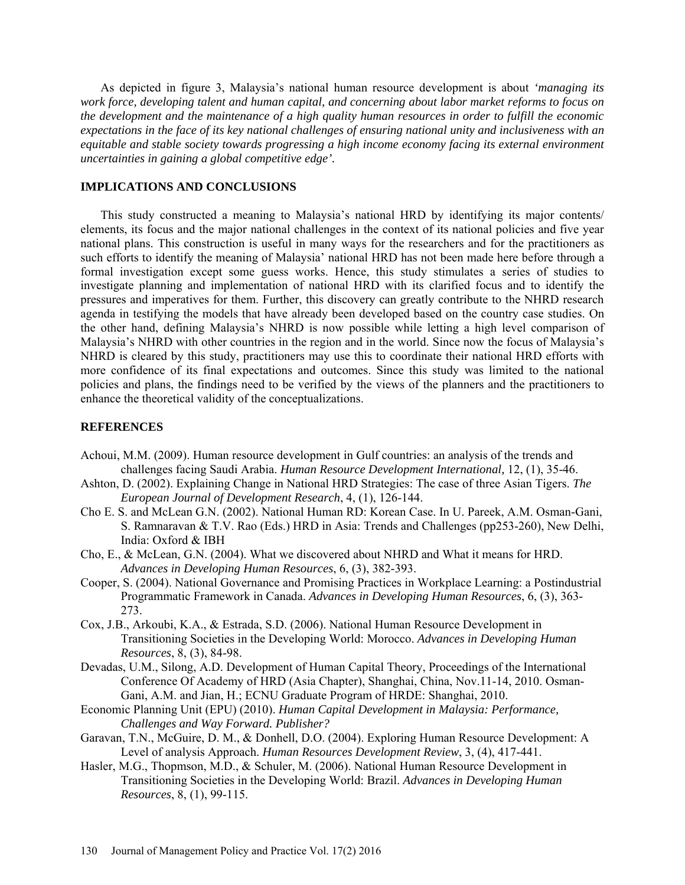As depicted in figure 3, Malaysia's national human resource development is about *'managing its work force, developing talent and human capital, and concerning about labor market reforms to focus on the development and the maintenance of a high quality human resources in order to fulfill the economic expectations in the face of its key national challenges of ensuring national unity and inclusiveness with an equitable and stable society towards progressing a high income economy facing its external environment uncertainties in gaining a global competitive edge'.*

## IMPLICATIONS AND CONCLUSIONS

This study constructed a meaning to Malaysia's national HRD by identifying its major contents/ elements, its focus and the major national challenges in the context of its national policies and five year national plans. This construction is useful in many ways for the researchers and for the practitioners as such efforts to identify the meaning of Malaysia' national HRD has not been made here before through a formal investigation except some guess works. Hence, this study stimulates a series of studies to investigate planning and implementation of national HRD with its clarified focus and to identify the pressures and imperatives for them. Further, this discovery can greatly contribute to the NHRD research agenda in testifying the models that have already been developed based on the country case studies. On the other hand, defining Malaysia's NHRD is now possible while letting a high level comparison of Malaysia's NHRD with other countries in the region and in the world. Since now the focus of Malaysia's NHRD is cleared by this study, practitioners may use this to coordinate their national HRD efforts with more confidence of its final expectations and outcomes. Since this study was limited to the national policies and plans, the findings need to be verified by the views of the planners and the practitioners to enhance the theoretical validity of the conceptualizations.

## REFERENCES

Achoui, M.M. (2009). Human resource development in Gulf countries: an analysis of the trends and challenges facing Saudi Arabia. *Human Resource Development International,* 12, (1), 35-46.

Ashton, D. (2002). Explaining Change in National HRD Strategies: The case of three Asian Tigers. *The European Journal of Development Research*, 4, (1), 126-144.

Cho E. S. and McLean G.N. (2002). National Human RD: Korean Case. In U. Pareek, A.M. Osman-Gani, S. Ramnaravan & T.V. Rao (Eds.) HRD in Asia: Trends and Challenges (pp253-260), New Delhi, India: Oxford & IBH

Cho, E., & McLean, G.N. (2004). What we discovered about NHRD and What it means for HRD. *Advances in Developing Human Resources*, 6, (3), 382-393.

Cooper, S. (2004). National Governance and Promising Practices in Workplace Learning: a Postindustrial Programmatic Framework in Canada. *Advances in Developing Human Resources*, 6, (3), 363-273.

Cox, J.B., Arkoubi, K.A., & Estrada, S.D. (2006). National Human Resource Development in Transitioning Societies in the Developing World: Morocco. *Advances in Developing Human Resources*, 8, (3), 84-98.

Devadas, U.M., Silong, A.D. Development of Human Capital Theory, Proceedings of the International Conference Of Academy of HRD (Asia Chapter), Shanghai, China, Nov.11-14, 2010. Osman-Gani, A.M. and Jian, H.; ECNU Graduate Program of HRDE: Shanghai, 2010.

Economic Planning Unit (EPU) (2010). *Human Capital Development in Malaysia: Performance, Challenges and Way Forward. Publisher?*

Garavan, T.N., McGuire, D. M., & Donhell, D.O. (2004). Exploring Human Resource Development: A Level of analysis Approach. *Human Resources Development Review*, 3, (4), 417-441.

Hasler, M.G., Thopmson, M.D., & Schuler, M. (2006). National Human Resource Development in Transitioning Societies in the Developing World: Brazil. *Advances in Developing Human Resources*, 8, (1), 99-115.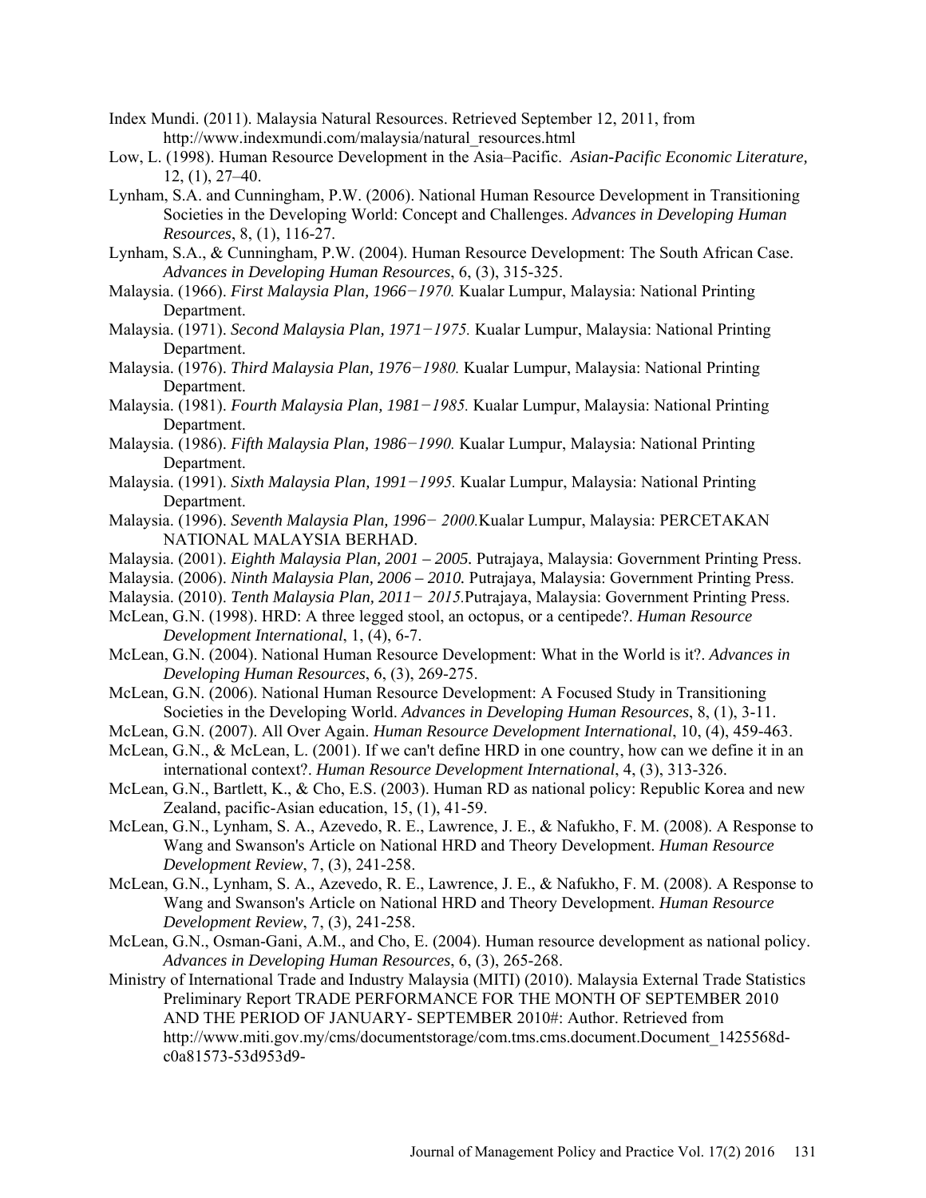Index Mundi. (2011). Malaysia Natural Resources. Retrieved September 12, 2011, from http://www.indexmundi.com/malaysia/natural_resources.html

Low, L. (1998). Human Resource Development in the Asia–Pacific. *Asian-Pacific Economic Literature,* 12, (1), 27–40.

Lynham, S.A. and Cunningham, P.W. (2006). National Human Resource Development in Transitioning Societies in the Developing World: Concept and Challenges. *Advances in Developing Human Resources*, 8, (1), 116-27.

Lynham, S.A., & Cunningham, P.W. (2004). Human Resource Development: The South African Case. *Advances in Developing Human Resources*, 6, (3), 315-325.

Malaysia. (1966). *First Malaysia Plan, 1966−1970.* Kualar Lumpur, Malaysia: National Printing Department.

Malaysia. (1971). *Second Malaysia Plan, 1971−1975.* Kualar Lumpur, Malaysia: National Printing Department.

Malaysia. (1976). *Third Malaysia Plan, 1976−1980.* Kualar Lumpur, Malaysia: National Printing Department.

Malaysia. (1981). *Fourth Malaysia Plan, 1981−1985.* Kualar Lumpur, Malaysia: National Printing Department.

Malaysia. (1986). *Fifth Malaysia Plan, 1986−1990.* Kualar Lumpur, Malaysia: National Printing Department.

Malaysia. (1991). *Sixth Malaysia Plan, 1991−1995.* Kualar Lumpur, Malaysia: National Printing Department.

Malaysia. (1996). *Seventh Malaysia Plan, 1996− 2000.*Kualar Lumpur, Malaysia: PERCETAKAN NATIONAL MALAYSIA BERHAD.

Malaysia. (2001). *Eighth Malaysia Plan, 2001 – 2005.* Putrajaya, Malaysia: Government Printing Press.

Malaysia. (2006). *Ninth Malaysia Plan, 2006 – 2010.* Putrajaya, Malaysia: Government Printing Press.

Malaysia. (2010). *Tenth Malaysia Plan, 2011− 2015.*Putrajaya, Malaysia: Government Printing Press.

McLean, G.N. (1998). HRD: A three legged stool, an octopus, or a centipede?. *Human Resource Development International*, 1, (4), 6-7.

McLean, G.N. (2004). National Human Resource Development: What in the World is it?. *Advances in Developing Human Resources*, 6, (3), 269-275.

McLean, G.N. (2006). National Human Resource Development: A Focused Study in Transitioning Societies in the Developing World. *Advances in Developing Human Resources*, 8, (1), 3-11.

McLean, G.N. (2007). All Over Again. *Human Resource Development International*, 10, (4), 459-463.

McLean, G.N., & McLean, L. (2001). If we can't define HRD in one country, how can we define it in an international context?. *Human Resource Development International*, 4, (3), 313-326.

McLean, G.N., Bartlett, K., & Cho, E.S. (2003). Human RD as national policy: Republic Korea and new Zealand, pacific-Asian education, 15, (1), 41-59.

McLean, G.N., Lynham, S. A., Azevedo, R. E., Lawrence, J. E., & Nafukho, F. M. (2008). A Response to Wang and Swanson's Article on National HRD and Theory Development. *Human Resource Development Review*, 7, (3), 241-258.

McLean, G.N., Lynham, S. A., Azevedo, R. E., Lawrence, J. E., & Nafukho, F. M. (2008). A Response to Wang and Swanson's Article on National HRD and Theory Development. *Human Resource Development Review*, 7, (3), 241-258.

McLean, G.N., Osman-Gani, A.M., and Cho, E. (2004). Human resource development as national policy. *Advances in Developing Human Resources*, 6, (3), 265-268.

Ministry of International Trade and Industry Malaysia (MITI) (2010). Malaysia External Trade Statistics Preliminary Report TRADE PERFORMANCE FOR THE MONTH OF SEPTEMBER 2010 AND THE PERIOD OF JANUARY- SEPTEMBER 2010#: Author. Retrieved from http://www.miti.gov.my/cms/documentstorage/com.tms.cms.document.Document_1425568d-c0a81573-53d953d9-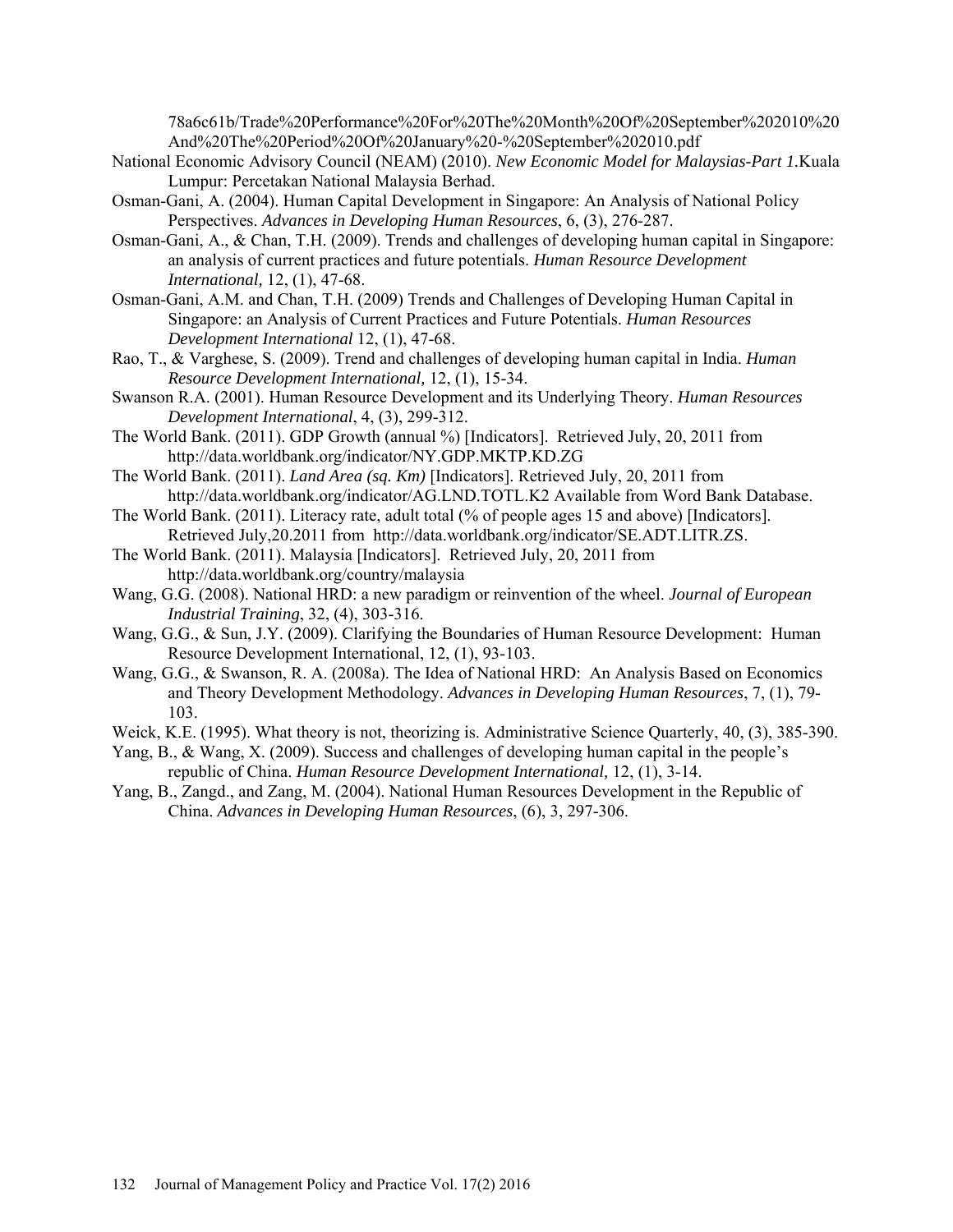78a6c61b/Trade%20Performance%20For%20The%20Month%20Of%20September%202010%20And%20The%20Period%20Of%20January%20-%20September%202010.pdf

National Economic Advisory Council (NEAM) (2010). *New Economic Model for Malaysias-Part 1.*Kuala Lumpur: Percetakan National Malaysia Berhad.

Osman-Gani, A. (2004). Human Capital Development in Singapore: An Analysis of National Policy Perspectives. *Advances in Developing Human Resources*, 6, (3), 276-287.

Osman-Gani, A., & Chan, T.H. (2009). Trends and challenges of developing human capital in Singapore: an analysis of current practices and future potentials. *Human Resource Development International,* 12, (1), 47-68.

Osman-Gani, A.M. and Chan, T.H. (2009) Trends and Challenges of Developing Human Capital in Singapore: an Analysis of Current Practices and Future Potentials. *Human Resources Development International* 12, (1), 47-68.

Rao, T., & Varghese, S. (2009). Trend and challenges of developing human capital in India. *Human Resource Development International,* 12, (1), 15-34.

Swanson R.A. (2001). Human Resource Development and its Underlying Theory. *Human Resources Development International*, 4, (3), 299-312.

The World Bank. (2011). GDP Growth (annual %) [Indicators]. Retrieved July, 20, 2011 from http://data.worldbank.org/indicator/NY.GDP.MKTP.KD.ZG

The World Bank. (2011). *Land Area (sq. Km)* [Indicators]. Retrieved July, 20, 2011 from http://data.worldbank.org/indicator/AG.LND.TOTL.K2 Available from Word Bank Database.

The World Bank. (2011). Literacy rate, adult total (% of people ages 15 and above) [Indicators]. Retrieved July,20.2011 from http://data.worldbank.org/indicator/SE.ADT.LITR.ZS.

The World Bank. (2011). Malaysia [Indicators]. Retrieved July, 20, 2011 from http://data.worldbank.org/country/malaysia

Wang, G.G. (2008). National HRD: a new paradigm or reinvention of the wheel. *Journal of European Industrial Training*, 32, (4), 303-316.

Wang, G.G., & Sun, J.Y. (2009). Clarifying the Boundaries of Human Resource Development: Human Resource Development International, 12, (1), 93-103.

Wang, G.G., & Swanson, R. A. (2008a). The Idea of National HRD: An Analysis Based on Economics and Theory Development Methodology. *Advances in Developing Human Resources*, 7, (1), 79-103.

Weick, K.E. (1995). What theory is not, theorizing is. Administrative Science Quarterly, 40, (3), 385-390.

Yang, B., & Wang, X. (2009). Success and challenges of developing human capital in the people's republic of China. *Human Resource Development International,* 12, (1), 3-14.

Yang, B., Zangd., and Zang, M. (2004). National Human Resources Development in the Republic of China. *Advances in Developing Human Resources*, (6), 3, 297-306.